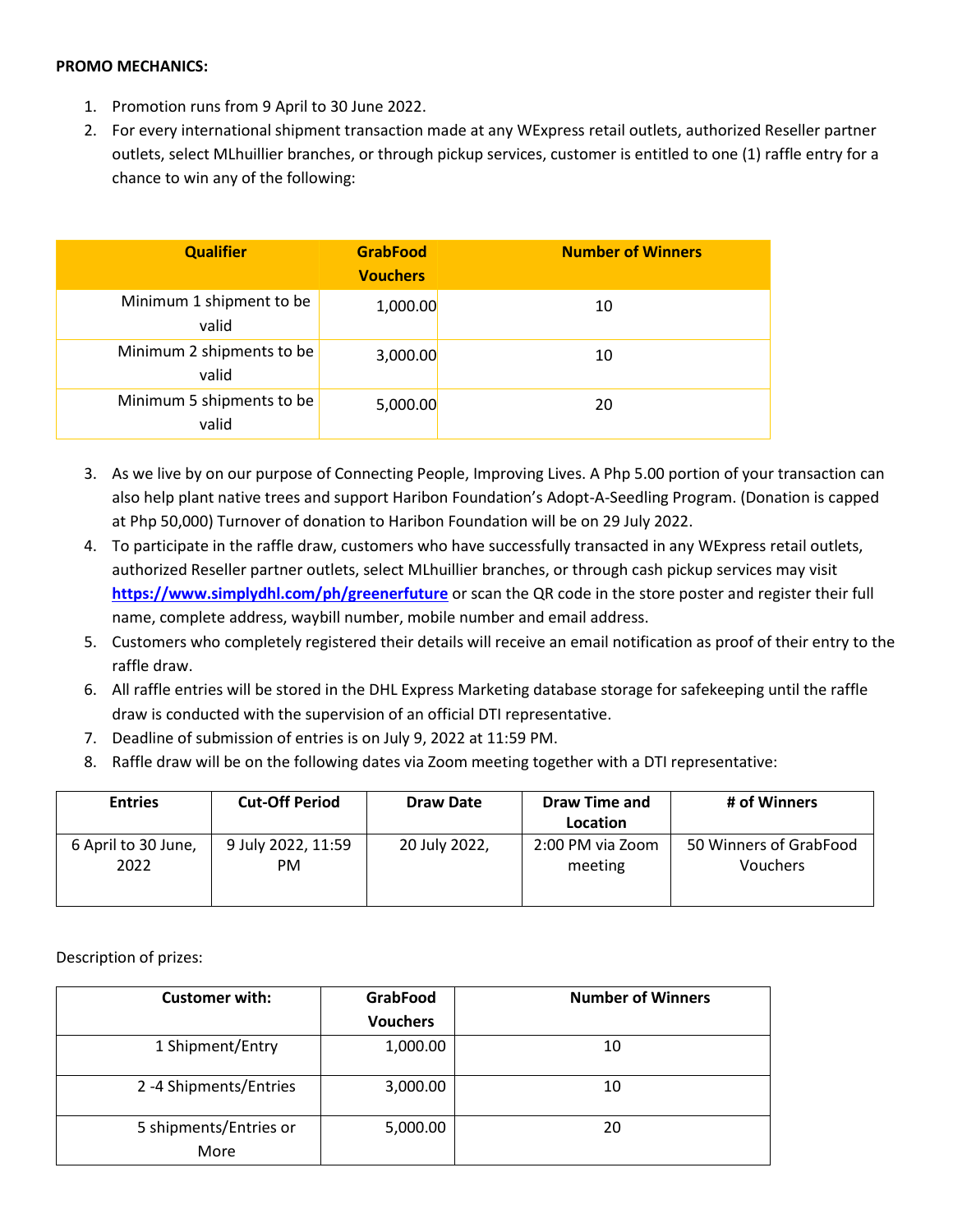**PROMO MECHANICS:**

1. Promotion runs from 9 April to 30 June 2022.
2. For every international shipment transaction made at any WExpress retail outlets, authorized Reseller partner outlets, select MLhuillier branches, or through pickup services, customer is entitled to one (1) raffle entry for a chance to win any of the following:

| Qualifier | GrabFood Vouchers | Number of Winners |
|---|---|---|
| Minimum 1 shipment to be valid | 1,000.00 | 10 |
| Minimum 2 shipments to be valid | 3,000.00 | 10 |
| Minimum 5 shipments to be valid | 5,000.00 | 20 |

3. As we live by on our purpose of Connecting People, Improving Lives. A Php 5.00 portion of your transaction can also help plant native trees and support Haribon Foundation's Adopt-A-Seedling Program. (Donation is capped at Php 50,000) Turnover of donation to Haribon Foundation will be on 29 July 2022.
4. To participate in the raffle draw, customers who have successfully transacted in any WExpress retail outlets, authorized Reseller partner outlets, select MLhuillier branches, or through cash pickup services may visit **https://www.simplydhl.com/ph/greenerfuture** or scan the QR code in the store poster and register their full name, complete address, waybill number, mobile number and email address.
5. Customers who completely registered their details will receive an email notification as proof of their entry to the raffle draw.
6. All raffle entries will be stored in the DHL Express Marketing database storage for safekeeping until the raffle draw is conducted with the supervision of an official DTI representative.
7. Deadline of submission of entries is on July 9, 2022 at 11:59 PM.
8. Raffle draw will be on the following dates via Zoom meeting together with a DTI representative:

| Entries | Cut-Off Period | Draw Date | Draw Time and Location | # of Winners |
|---|---|---|---|---|
| 6 April to 30 June, 2022 | 9 July 2022, 11:59 PM | 20 July 2022, | 2:00 PM via Zoom meeting | 50 Winners of GrabFood Vouchers |

Description of prizes:

| Customer with: | GrabFood Vouchers | Number of Winners |
|---|---|---|
| 1 Shipment/Entry | 1,000.00 | 10 |
| 2 -4 Shipments/Entries | 3,000.00 | 10 |
| 5 shipments/Entries or More | 5,000.00 | 20 |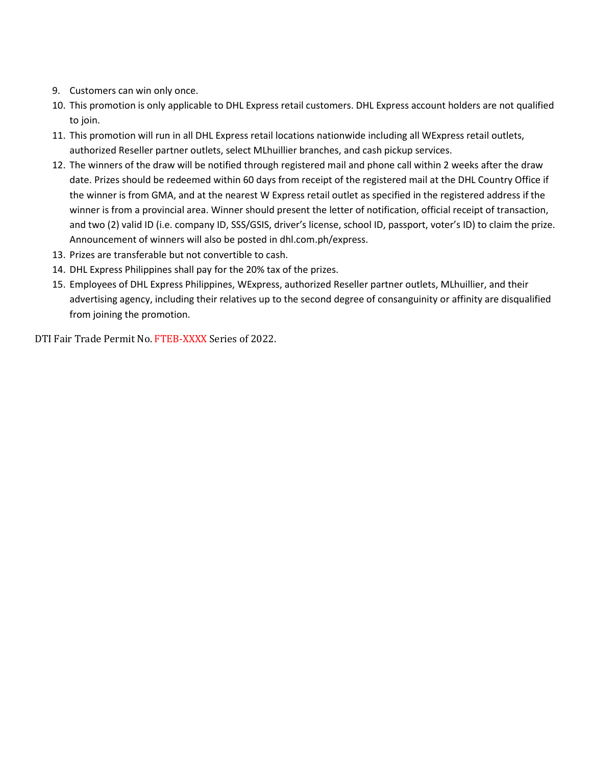9. Customers can win only once.
10. This promotion is only applicable to DHL Express retail customers. DHL Express account holders are not qualified to join.
11. This promotion will run in all DHL Express retail locations nationwide including all WExpress retail outlets, authorized Reseller partner outlets, select MLhuillier branches, and cash pickup services.
12. The winners of the draw will be notified through registered mail and phone call within 2 weeks after the draw date. Prizes should be redeemed within 60 days from receipt of the registered mail at the DHL Country Office if the winner is from GMA, and at the nearest W Express retail outlet as specified in the registered address if the winner is from a provincial area. Winner should present the letter of notification, official receipt of transaction, and two (2) valid ID (i.e. company ID, SSS/GSIS, driver's license, school ID, passport, voter's ID) to claim the prize. Announcement of winners will also be posted in dhl.com.ph/express.
13. Prizes are transferable but not convertible to cash.
14. DHL Express Philippines shall pay for the 20% tax of the prizes.
15. Employees of DHL Express Philippines, WExpress, authorized Reseller partner outlets, MLhuillier, and their advertising agency, including their relatives up to the second degree of consanguinity or affinity are disqualified from joining the promotion.

DTI Fair Trade Permit No. FTEB-XXXX Series of 2022.